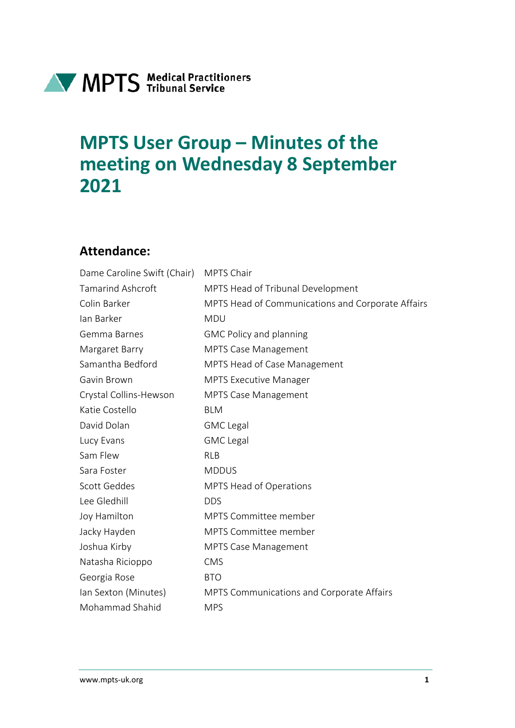MPTS Medical Practitioners Tribunal Service

# MPTS User Group – Minutes of the meeting on Wednesday 8 September 2021

## Attendance:

| | |
|---|---|
| Dame Caroline Swift (Chair) | MPTS Chair |
| Tamarind Ashcroft | MPTS Head of Tribunal Development |
| Colin Barker | MPTS Head of Communications and Corporate Affairs |
| Ian Barker | MDU |
| Gemma Barnes | GMC Policy and planning |
| Margaret Barry | MPTS Case Management |
| Samantha Bedford | MPTS Head of Case Management |
| Gavin Brown | MPTS Executive Manager |
| Crystal Collins-Hewson | MPTS Case Management |
| Katie Costello | BLM |
| David Dolan | GMC Legal |
| Lucy Evans | GMC Legal |
| Sam Flew | RLB |
| Sara Foster | MDDUS |
| Scott Geddes | MPTS Head of Operations |
| Lee Gledhill | DDS |
| Joy Hamilton | MPTS Committee member |
| Jacky Hayden | MPTS Committee member |
| Joshua Kirby | MPTS Case Management |
| Natasha Ricioppo | CMS |
| Georgia Rose | BTO |
| Ian Sexton (Minutes) | MPTS Communications and Corporate Affairs |
| Mohammad Shahid | MPS |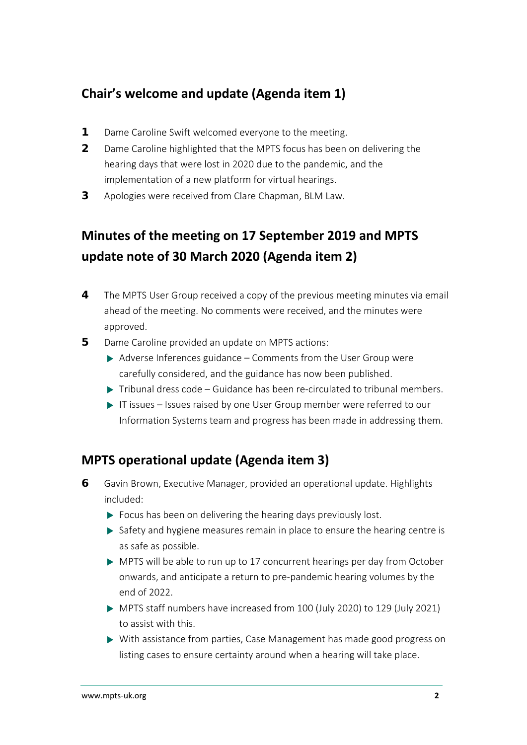## Chair's welcome and update (Agenda item 1)

**1** Dame Caroline Swift welcomed everyone to the meeting.

**2** Dame Caroline highlighted that the MPTS focus has been on delivering the hearing days that were lost in 2020 due to the pandemic, and the implementation of a new platform for virtual hearings.

**3** Apologies were received from Clare Chapman, BLM Law.

## Minutes of the meeting on 17 September 2019 and MPTS update note of 30 March 2020 (Agenda item 2)

**4** The MPTS User Group received a copy of the previous meeting minutes via email ahead of the meeting. No comments were received, and the minutes were approved.

**5** Dame Caroline provided an update on MPTS actions:

- Adverse Inferences guidance – Comments from the User Group were carefully considered, and the guidance has now been published.
- Tribunal dress code – Guidance has been re-circulated to tribunal members.
- IT issues – Issues raised by one User Group member were referred to our Information Systems team and progress has been made in addressing them.

## MPTS operational update (Agenda item 3)

**6** Gavin Brown, Executive Manager, provided an operational update. Highlights included:

- Focus has been on delivering the hearing days previously lost.
- Safety and hygiene measures remain in place to ensure the hearing centre is as safe as possible.
- MPTS will be able to run up to 17 concurrent hearings per day from October onwards, and anticipate a return to pre-pandemic hearing volumes by the end of 2022.
- MPTS staff numbers have increased from 100 (July 2020) to 129 (July 2021) to assist with this.
- With assistance from parties, Case Management has made good progress on listing cases to ensure certainty around when a hearing will take place.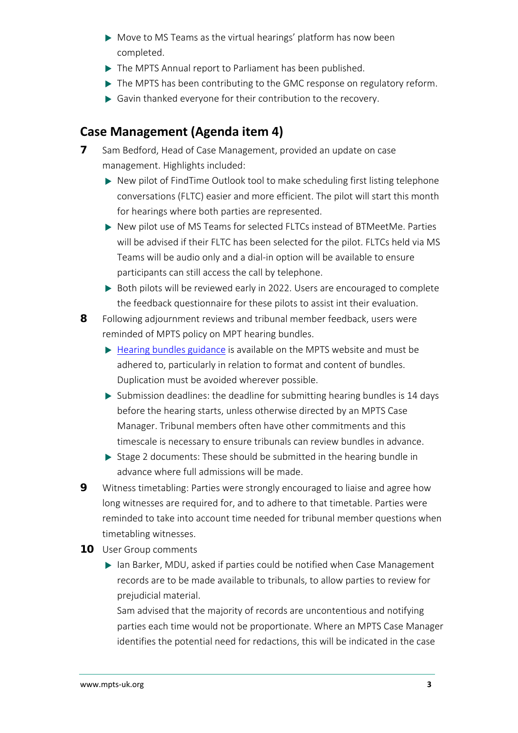- Move to MS Teams as the virtual hearings' platform has now been completed.
- The MPTS Annual report to Parliament has been published.
- The MPTS has been contributing to the GMC response on regulatory reform.
- Gavin thanked everyone for their contribution to the recovery.

## Case Management (Agenda item 4)

**7** Sam Bedford, Head of Case Management, provided an update on case management. Highlights included:

- New pilot of FindTime Outlook tool to make scheduling first listing telephone conversations (FLTC) easier and more efficient. The pilot will start this month for hearings where both parties are represented.
- New pilot use of MS Teams for selected FLTCs instead of BTMeetMe. Parties will be advised if their FLTC has been selected for the pilot. FLTCs held via MS Teams will be audio only and a dial-in option will be available to ensure participants can still access the call by telephone.
- Both pilots will be reviewed early in 2022. Users are encouraged to complete the feedback questionnaire for these pilots to assist int their evaluation.

**8** Following adjournment reviews and tribunal member feedback, users were reminded of MPTS policy on MPT hearing bundles.

- Hearing bundles guidance is available on the MPTS website and must be adhered to, particularly in relation to format and content of bundles. Duplication must be avoided wherever possible.
- Submission deadlines: the deadline for submitting hearing bundles is 14 days before the hearing starts, unless otherwise directed by an MPTS Case Manager. Tribunal members often have other commitments and this timescale is necessary to ensure tribunals can review bundles in advance.
- Stage 2 documents: These should be submitted in the hearing bundle in advance where full admissions will be made.

**9** Witness timetabling: Parties were strongly encouraged to liaise and agree how long witnesses are required for, and to adhere to that timetable. Parties were reminded to take into account time needed for tribunal member questions when timetabling witnesses.

**10** User Group comments

- Ian Barker, MDU, asked if parties could be notified when Case Management records are to be made available to tribunals, to allow parties to review for prejudicial material.

  Sam advised that the majority of records are uncontentious and notifying parties each time would not be proportionate. Where an MPTS Case Manager identifies the potential need for redactions, this will be indicated in the case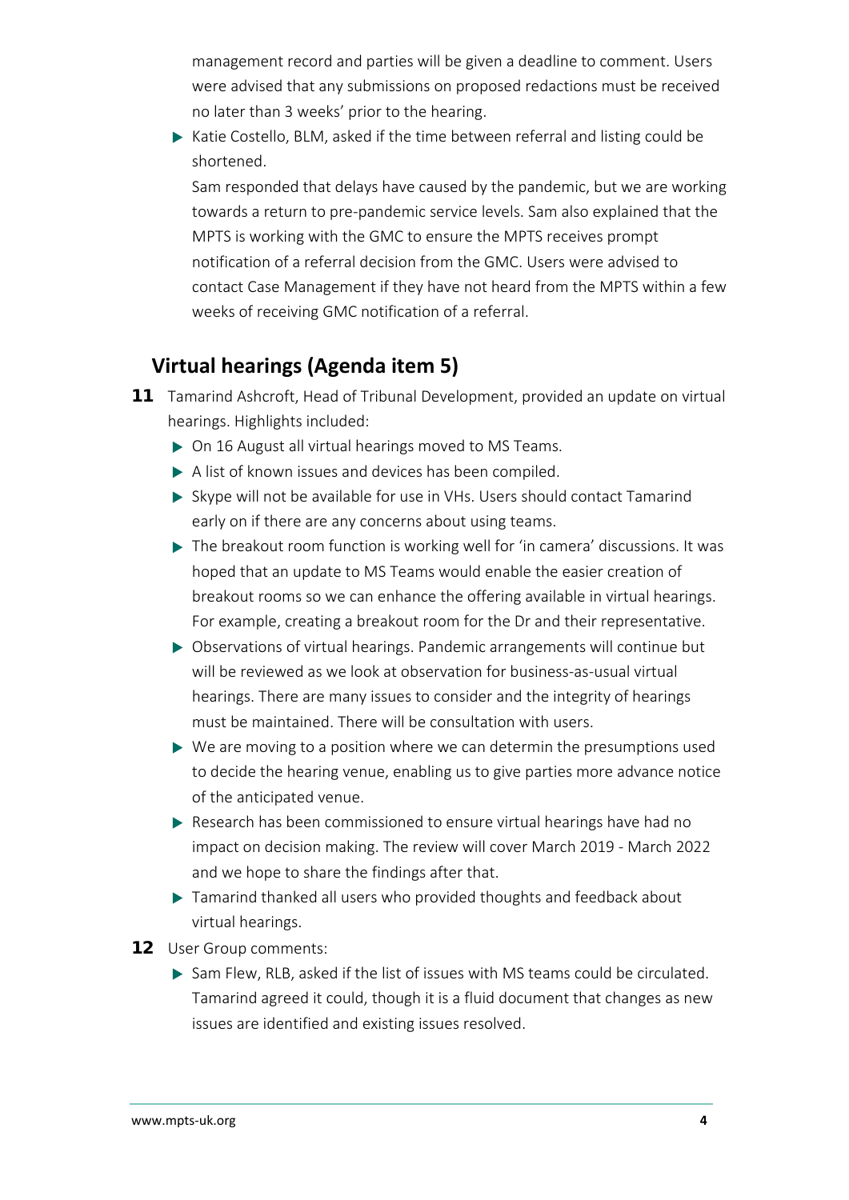management record and parties will be given a deadline to comment. Users were advised that any submissions on proposed redactions must be received no later than 3 weeks' prior to the hearing.

- Katie Costello, BLM, asked if the time between referral and listing could be shortened.

  Sam responded that delays have caused by the pandemic, but we are working towards a return to pre-pandemic service levels. Sam also explained that the MPTS is working with the GMC to ensure the MPTS receives prompt notification of a referral decision from the GMC. Users were advised to contact Case Management if they have not heard from the MPTS within a few weeks of receiving GMC notification of a referral.

## Virtual hearings (Agenda item 5)

**11** Tamarind Ashcroft, Head of Tribunal Development, provided an update on virtual hearings. Highlights included:

- On 16 August all virtual hearings moved to MS Teams.
- A list of known issues and devices has been compiled.
- Skype will not be available for use in VHs. Users should contact Tamarind early on if there are any concerns about using teams.
- The breakout room function is working well for 'in camera' discussions. It was hoped that an update to MS Teams would enable the easier creation of breakout rooms so we can enhance the offering available in virtual hearings. For example, creating a breakout room for the Dr and their representative.
- Observations of virtual hearings. Pandemic arrangements will continue but will be reviewed as we look at observation for business-as-usual virtual hearings. There are many issues to consider and the integrity of hearings must be maintained. There will be consultation with users.
- We are moving to a position where we can determin the presumptions used to decide the hearing venue, enabling us to give parties more advance notice of the anticipated venue.
- Research has been commissioned to ensure virtual hearings have had no impact on decision making. The review will cover March 2019 - March 2022 and we hope to share the findings after that.
- Tamarind thanked all users who provided thoughts and feedback about virtual hearings.

**12** User Group comments:

- Sam Flew, RLB, asked if the list of issues with MS teams could be circulated. Tamarind agreed it could, though it is a fluid document that changes as new issues are identified and existing issues resolved.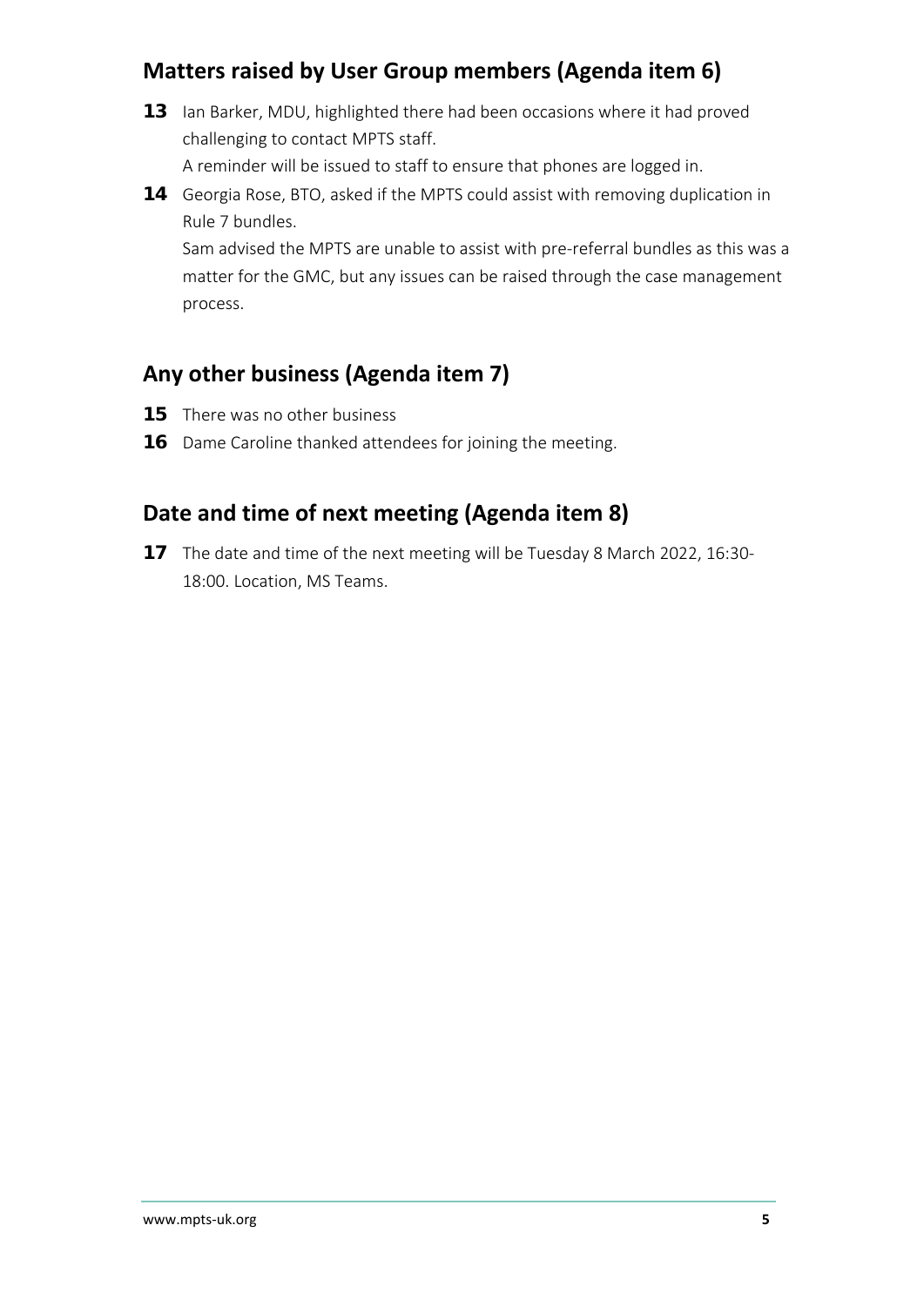## Matters raised by User Group members (Agenda item 6)

**13** Ian Barker, MDU, highlighted there had been occasions where it had proved challenging to contact MPTS staff.

A reminder will be issued to staff to ensure that phones are logged in.

**14** Georgia Rose, BTO, asked if the MPTS could assist with removing duplication in Rule 7 bundles.

Sam advised the MPTS are unable to assist with pre-referral bundles as this was a matter for the GMC, but any issues can be raised through the case management process.

## Any other business (Agenda item 7)

**15** There was no other business

**16** Dame Caroline thanked attendees for joining the meeting.

## Date and time of next meeting (Agenda item 8)

**17** The date and time of the next meeting will be Tuesday 8 March 2022, 16:30-18:00. Location, MS Teams.